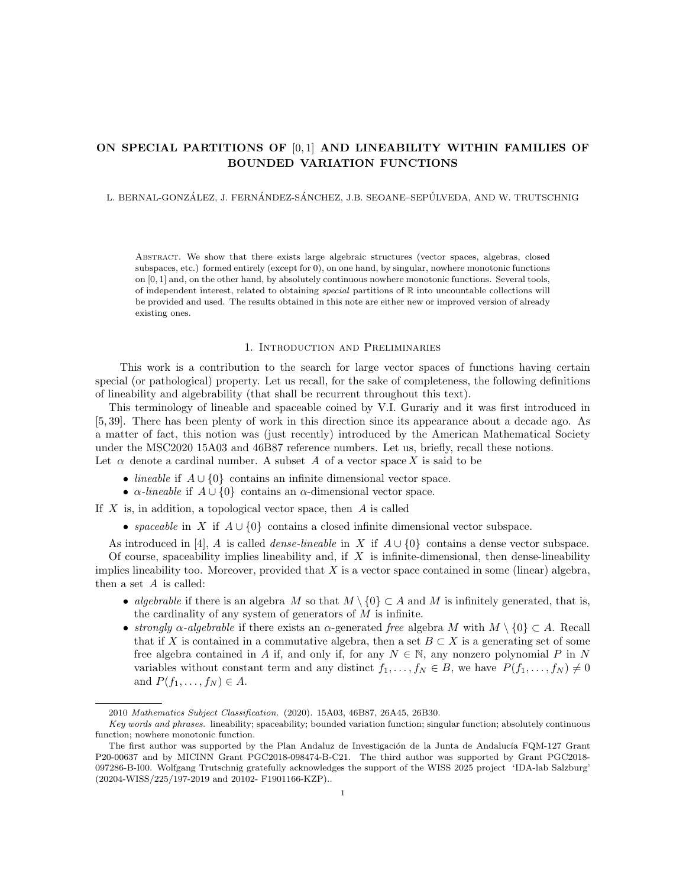# ON SPECIAL PARTITIONS OF $[0, 1]$ AND LINEABILITY WITHIN FAMILIES OF BOUNDED VARIATION FUNCTIONS

L. BERNAL-GONZÁLEZ, J. FERNÁNDEZ-SÁNCHEZ, J.B. SEOANE–SEPÚLVEDA, AND W. TRUTSCHNIG

Abstract. We show that there exists large algebraic structures (vector spaces, algebras, closed subspaces, etc.) formed entirely (except for 0), on one hand, by singular, nowhere monotonic functions on $[0, 1]$ and, on the other hand, by absolutely continuous nowhere monotonic functions. Several tools, of independent interest, related to obtaining *special* partitions of $\mathbb{R}$ into uncountable collections will be provided and used. The results obtained in this note are either new or improved version of already existing ones.

## 1. Introduction and Preliminaries

This work is a contribution to the search for large vector spaces of functions having certain special (or pathological) property. Let us recall, for the sake of completeness, the following definitions of lineability and algebrability (that shall be recurrent throughout this text).

This terminology of lineable and spaceable coined by V.I. Gurariy and it was first introduced in [5, 39]. There has been plenty of work in this direction since its appearance about a decade ago. As a matter of fact, this notion was (just recently) introduced by the American Mathematical Society under the MSC2020 15A03 and 46B87 reference numbers. Let us, briefly, recall these notions. Let $\alpha$ denote a cardinal number. A subset $A$ of a vector space $X$ is said to be

- *lineable* if $A \cup \{0\}$ contains an infinite dimensional vector space.
- *$\alpha$-lineable* if $A \cup \{0\}$ contains an $\alpha$-dimensional vector space.

If $X$ is, in addition, a topological vector space, then $A$ is called

- *spaceable* in $X$ if $A \cup \{0\}$ contains a closed infinite dimensional vector subspace.

As introduced in [4], $A$ is called *dense-lineable* in $X$ if $A \cup \{0\}$ contains a dense vector subspace. Of course, spaceability implies lineability and, if $X$ is infinite-dimensional, then dense-lineability implies lineability too. Moreover, provided that $X$ is a vector space contained in some (linear) algebra, then a set $A$ is called:

- *algebrable* if there is an algebra $M$ so that $M \setminus \{0\} \subset A$ and $M$ is infinitely generated, that is, the cardinality of any system of generators of $M$ is infinite.
- *strongly $\alpha$-algebrable* if there exists an $\alpha$-generated *free* algebra $M$ with $M \setminus \{0\} \subset A$. Recall that if $X$ is contained in a commutative algebra, then a set $B \subset X$ is a generating set of some free algebra contained in $A$ if, and only if, for any $N \in \mathbb{N}$, any nonzero polynomial $P$ in $N$ variables without constant term and any distinct $f_1, \ldots, f_N \in B$, we have $P(f_1, \ldots, f_N) \neq 0$ and $P(f_1, \ldots, f_N) \in A$.

---

2010 *Mathematics Subject Classification.* (2020). 15A03, 46B87, 26A45, 26B30.

*Key words and phrases.* lineability; spaceability; bounded variation function; singular function; absolutely continuous function; nowhere monotonic function.

The first author was supported by the Plan Andaluz de Investigación de la Junta de Andalucía FQM-127 Grant P20-00637 and by MICINN Grant PGC2018-098474-B-C21. The third author was supported by Grant PGC2018-097286-B-I00. Wolfgang Trutschnig gratefully acknowledges the support of the WISS 2025 project 'IDA-lab Salzburg' (20204-WISS/225/197-2019 and 20102- F1901166-KZP)..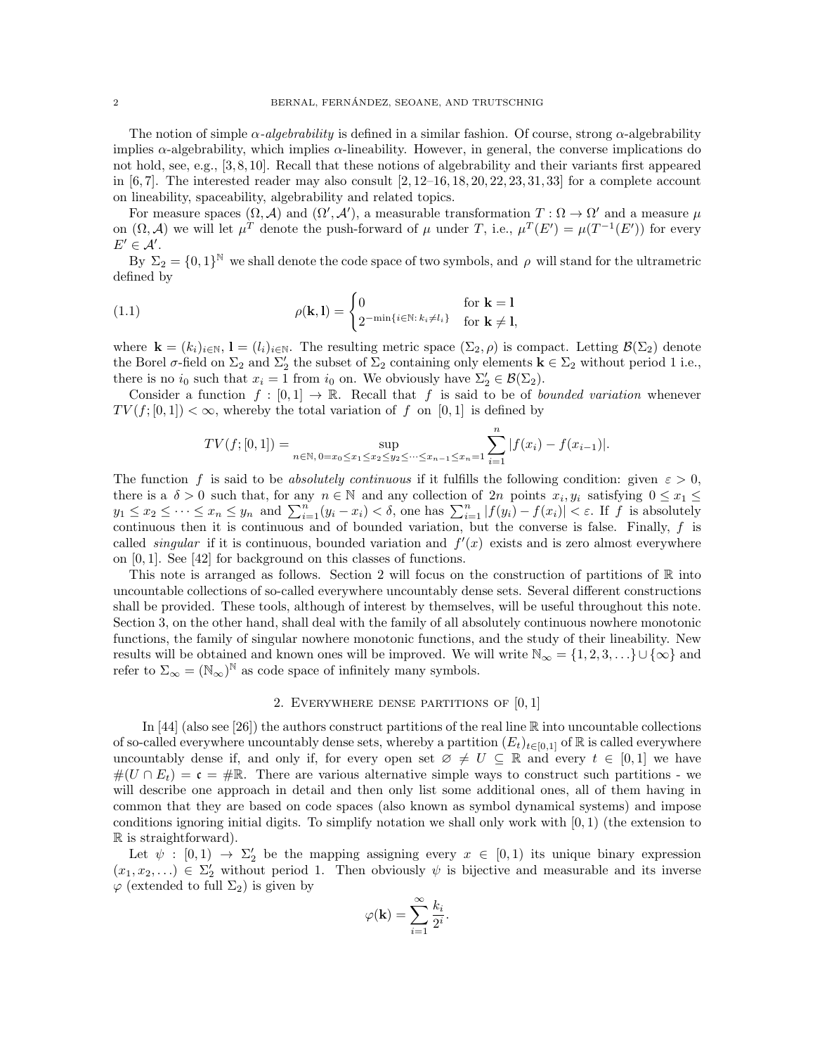The notion of simple *$\alpha$-algebrability* is defined in a similar fashion. Of course, strong $\alpha$-algebrability implies $\alpha$-algebrability, which implies $\alpha$-lineability. However, in general, the converse implications do not hold, see, e.g., [3, 8, 10]. Recall that these notions of algebrability and their variants first appeared in [6, 7]. The interested reader may also consult [2, 12–16, 18, 20, 22, 23, 31, 33] for a complete account on lineability, spaceability, algebrability and related topics.

For measure spaces $(\Omega, \mathcal{A})$ and $(\Omega', \mathcal{A}')$, a measurable transformation $T : \Omega \to \Omega'$ and a measure $\mu$ on $(\Omega, \mathcal{A})$ we will let $\mu^T$ denote the push-forward of $\mu$ under $T$, i.e., $\mu^T(E') = \mu(T^{-1}(E'))$ for every $E' \in \mathcal{A}'$.

By $\Sigma_2 = \{0,1\}^{\mathbb{N}}$ we shall denote the code space of two symbols, and $\rho$ will stand for the ultrametric defined by

$$\rho(\mathbf{k}, \mathbf{l}) = \begin{cases} 0 & \text{for } \mathbf{k} = \mathbf{l} \\ 2^{-\min\{i \in \mathbb{N} : k_i \neq l_i\}} & \text{for } \mathbf{k} \neq \mathbf{l}, \end{cases} \tag{1.1}$$

where $\mathbf{k} = (k_i)_{i \in \mathbb{N}}$, $\mathbf{l} = (l_i)_{i \in \mathbb{N}}$. The resulting metric space $(\Sigma_2, \rho)$ is compact. Letting $\mathcal{B}(\Sigma_2)$ denote the Borel $\sigma$-field on $\Sigma_2$ and $\Sigma_2'$ the subset of $\Sigma_2$ containing only elements $\mathbf{k} \in \Sigma_2$ without period 1 i.e., there is no $i_0$ such that $x_i = 1$ from $i_0$ on. We obviously have $\Sigma_2' \in \mathcal{B}(\Sigma_2)$.

Consider a function $f : [0,1] \to \mathbb{R}$. Recall that $f$ is said to be of *bounded variation* whenever $TV(f; [0,1]) < \infty$, whereby the total variation of $f$ on $[0,1]$ is defined by

$$TV(f; [0,1]) = \sup_{n \in \mathbb{N},\, 0 = x_0 \le x_1 \le x_2 \le y_2 \le \cdots \le x_{n-1} \le x_n = 1} \sum_{i=1}^{n} |f(x_i) - f(x_{i-1})|.$$

The function $f$ is said to be *absolutely continuous* if it fulfills the following condition: given $\varepsilon > 0$, there is a $\delta > 0$ such that, for any $n \in \mathbb{N}$ and any collection of $2n$ points $x_i, y_i$ satisfying $0 \le x_1 \le y_1 \le x_2 \le \cdots \le x_n \le y_n$ and $\sum_{i=1}^{n} (y_i - x_i) < \delta$, one has $\sum_{i=1}^{n} |f(y_i) - f(x_i)| < \varepsilon$. If $f$ is absolutely continuous then it is continuous and of bounded variation, but the converse is false. Finally, $f$ is called *singular* if it is continuous, bounded variation and $f'(x)$ exists and is zero almost everywhere on $[0,1]$. See [42] for background on this classes of functions.

This note is arranged as follows. Section 2 will focus on the construction of partitions of $\mathbb{R}$ into uncountable collections of so-called everywhere uncountably dense sets. Several different constructions shall be provided. These tools, although of interest by themselves, will be useful throughout this note. Section 3, on the other hand, shall deal with the family of all absolutely continuous nowhere monotonic functions, the family of singular nowhere monotonic functions, and the study of their lineability. New results will be obtained and known ones will be improved. We will write $\mathbb{N}_\infty = \{1, 2, 3, \ldots\} \cup \{\infty\}$ and refer to $\Sigma_\infty = (\mathbb{N}_\infty)^{\mathbb{N}}$ as code space of infinitely many symbols.

## 2. Everywhere dense partitions of $[0,1]$

In [44] (also see [26]) the authors construct partitions of the real line $\mathbb{R}$ into uncountable collections of so-called everywhere uncountably dense sets, whereby a partition $(E_t)_{t \in [0,1]}$ of $\mathbb{R}$ is called everywhere uncountably dense if, and only if, for every open set $\varnothing \neq U \subseteq \mathbb{R}$ and every $t \in [0,1]$ we have $\#(U \cap E_t) = \mathfrak{c} = \#\mathbb{R}$. There are various alternative simple ways to construct such partitions - we will describe one approach in detail and then only list some additional ones, all of them having in common that they are based on code spaces (also known as symbol dynamical systems) and impose conditions ignoring initial digits. To simplify notation we shall only work with $[0,1)$ (the extension to $\mathbb{R}$ is straightforward).

Let $\psi : [0,1) \to \Sigma_2'$ be the mapping assigning every $x \in [0,1)$ its unique binary expression $(x_1, x_2, \ldots) \in \Sigma_2'$ without period 1. Then obviously $\psi$ is bijective and measurable and its inverse $\varphi$ (extended to full $\Sigma_2$) is given by

$$\varphi(\mathbf{k}) = \sum_{i=1}^{\infty} \frac{k_i}{2^i}.$$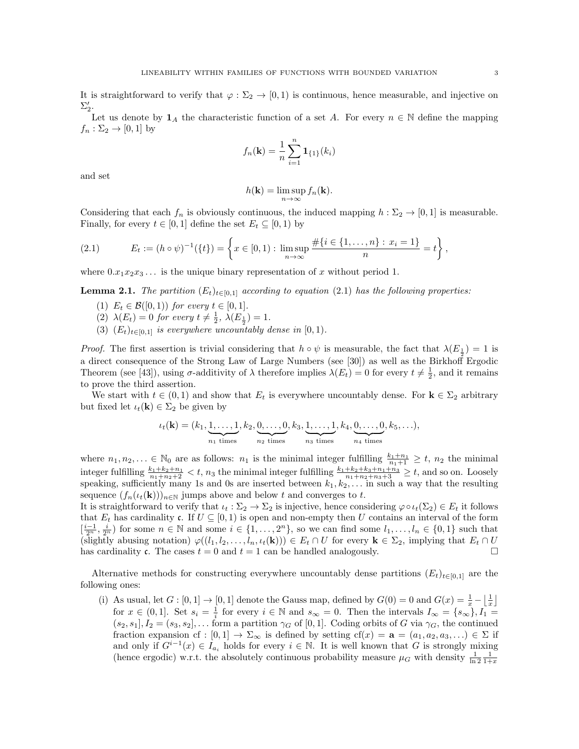It is straightforward to verify that $\varphi : \Sigma_2 \to [0,1)$ is continuous, hence measurable, and injective on $\Sigma_2'$.

Let us denote by $\mathbf{1}_A$ the characteristic function of a set $A$. For every $n \in \mathbb{N}$ define the mapping $f_n : \Sigma_2 \to [0,1]$ by

$$f_n(\mathbf{k}) = \frac{1}{n} \sum_{i=1}^{n} \mathbf{1}_{\{1\}}(k_i)$$

and set

$$h(\mathbf{k}) = \limsup_{n \to \infty} f_n(\mathbf{k}).$$

Considering that each $f_n$ is obviously continuous, the induced mapping $h : \Sigma_2 \to [0,1]$ is measurable. Finally, for every $t \in [0,1]$ define the set $E_t \subseteq [0,1)$ by

$$E_t := (h \circ \psi)^{-1}(\{t\}) = \left\{ x \in [0,1) : \limsup_{n \to \infty} \frac{\#\{i \in \{1, \ldots, n\} : x_i = 1\}}{n} = t \right\}, \tag{2.1}$$

where $0.x_1x_2x_3\ldots$ is the unique binary representation of $x$ without period 1.

**Lemma 2.1.** *The partition $(E_t)_{t \in [0,1]}$ according to equation (2.1) has the following properties:*

1. $E_t \in \mathcal{B}([0,1))$ *for every* $t \in [0,1]$.
2. $\lambda(E_t) = 0$ *for every* $t \neq \frac{1}{2}$, $\lambda(E_{\frac{1}{2}}) = 1$.
3. $(E_t)_{t \in [0,1]}$ *is everywhere uncountably dense in* $[0,1)$.

*Proof.* The first assertion is trivial considering that $h \circ \psi$ is measurable, the fact that $\lambda(E_{\frac{1}{2}}) = 1$ is a direct consequence of the Strong Law of Large Numbers (see [30]) as well as the Birkhoff Ergodic Theorem (see [43]), using $\sigma$-additivity of $\lambda$ therefore implies $\lambda(E_t) = 0$ for every $t \neq \frac{1}{2}$, and it remains to prove the third assertion.

We start with $t \in (0,1)$ and show that $E_t$ is everywhere uncountably dense. For $\mathbf{k} \in \Sigma_2$ arbitrary but fixed let $\iota_t(\mathbf{k}) \in \Sigma_2$ be given by

$$\iota_t(\mathbf{k}) = (k_1, \underbrace{1, \ldots, 1}_{n_1 \text{ times}}, k_2, \underbrace{0, \ldots, 0}_{n_2 \text{ times}}, k_3, \underbrace{1, \ldots, 1}_{n_3 \text{ times}}, k_4, \underbrace{0, \ldots, 0}_{n_4 \text{ times}}, k_5, \ldots),$$

where $n_1, n_2, \ldots \in \mathbb{N}_0$ are as follows: $n_1$ is the minimal integer fulfilling $\frac{k_1+n_1}{n_1+1} \geq t$, $n_2$ the minimal integer fulfilling $\frac{k_1+k_2+n_1}{n_1+n_2+2} < t$, $n_3$ the minimal integer fulfilling $\frac{k_1+k_2+k_3+n_1+n_3}{n_1+n_2+n_3+3} \geq t$, and so on. Loosely speaking, sufficiently many 1s and 0s are inserted between $k_1, k_2, \ldots$ in such a way that the resulting sequence $(f_n(\iota_t(\mathbf{k})))_{n \in \mathbb{N}}$ jumps above and below $t$ and converges to $t$.

It is straightforward to verify that $\iota_t : \Sigma_2 \to \Sigma_2$ is injective, hence considering $\varphi \circ \iota_t(\Sigma_2) \in E_t$ it follows that $E_t$ has cardinality $\mathfrak{c}$. If $U \subseteq [0,1)$ is open and non-empty then $U$ contains an interval of the form $[\frac{i-1}{2^n}, \frac{i}{2^n})$ for some $n \in \mathbb{N}$ and some $i \in \{1, \ldots, 2^n\}$, so we can find some $l_1, \ldots, l_n \in \{0,1\}$ such that (slightly abusing notation) $\varphi((l_1, l_2, \ldots, l_n, \iota_t(\mathbf{k}))) \in E_t \cap U$ for every $\mathbf{k} \in \Sigma_2$, implying that $E_t \cap U$ has cardinality $\mathfrak{c}$. The cases $t = 0$ and $t = 1$ can be handled analogously. $\square$

Alternative methods for constructing everywhere uncountably dense partitions $(E_t)_{t \in [0,1]}$ are the following ones:

(i) As usual, let $G : [0,1] \to [0,1]$ denote the Gauss map, defined by $G(0) = 0$ and $G(x) = \frac{1}{x} - \left\lfloor \frac{1}{x} \right\rfloor$ for $x \in (0,1]$. Set $s_i = \frac{1}{i}$ for every $i \in \mathbb{N}$ and $s_\infty = 0$. Then the intervals $I_\infty = \{s_\infty\}, I_1 = (s_2, s_1], I_2 = (s_3, s_2], \ldots$ form a partition $\gamma_G$ of $[0,1]$. Coding orbits of $G$ via $\gamma_G$, the continued fraction expansion $\mathrm{cf} : [0,1] \to \Sigma_\infty$ is defined by setting $\mathrm{cf}(x) = \mathbf{a} = (a_1, a_2, a_3, \ldots) \in \Sigma$ if and only if $G^{i-1}(x) \in I_{a_i}$ holds for every $i \in \mathbb{N}$. It is well known that $G$ is strongly mixing (hence ergodic) w.r.t. the absolutely continuous probability measure $\mu_G$ with density $\frac{1}{\ln 2} \frac{1}{1+x}$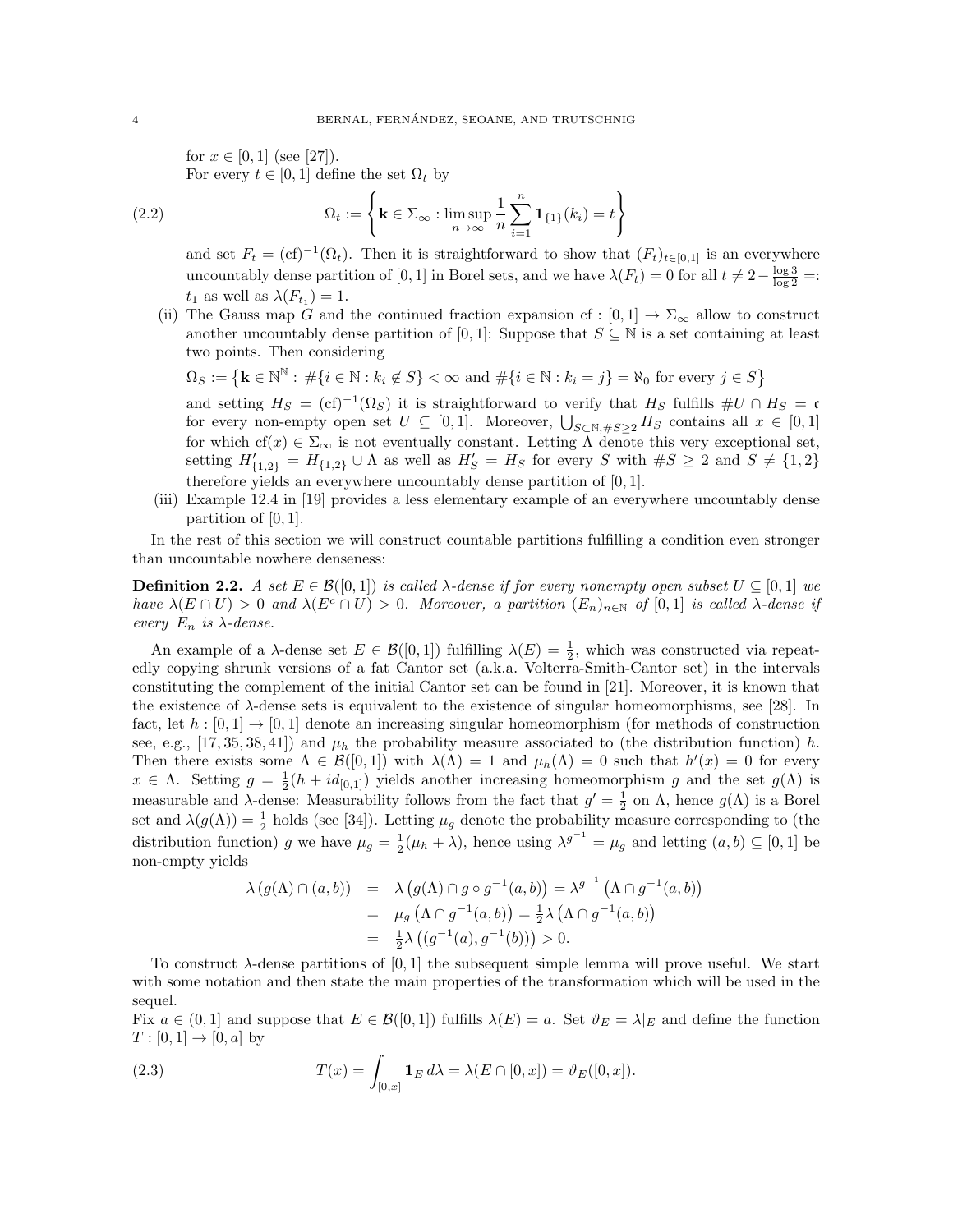for $x \in [0,1]$ (see [27]).

For every $t \in [0,1]$ define the set $\Omega_t$ by

$$\Omega_t := \left\{ \mathbf{k} \in \Sigma_\infty : \limsup_{n\to\infty} \frac{1}{n} \sum_{i=1}^{n} \mathbf{1}_{\{1\}}(k_i) = t \right\} \tag{2.2}$$

and set $F_t = (\mathrm{cf})^{-1}(\Omega_t)$. Then it is straightforward to show that $(F_t)_{t\in[0,1]}$ is an everywhere uncountably dense partition of $[0,1]$ in Borel sets, and we have $\lambda(F_t) = 0$ for all $t \neq 2 - \frac{\log 3}{\log 2} =: t_1$ as well as $\lambda(F_{t_1}) = 1$.

(ii) The Gauss map $G$ and the continued fraction expansion $\mathrm{cf} : [0,1] \to \Sigma_\infty$ allow to construct another uncountably dense partition of $[0,1]$: Suppose that $S \subseteq \mathbb{N}$ is a set containing at least two points. Then considering

$\Omega_S := \left\{ \mathbf{k} \in \mathbb{N}^{\mathbb{N}} : \#\{i \in \mathbb{N} : k_i \notin S\} < \infty \text{ and } \#\{i \in \mathbb{N} : k_i = j\} = \aleph_0 \text{ for every } j \in S \right\}$

and setting $H_S = (\mathrm{cf})^{-1}(\Omega_S)$ it is straightforward to verify that $H_S$ fulfills $\#U \cap H_S = \mathfrak{c}$ for every non-empty open set $U \subseteq [0,1]$. Moreover, $\bigcup_{S\subset\mathbb{N}, \#S\geq 2} H_S$ contains all $x \in [0,1]$ for which $\mathrm{cf}(x) \in \Sigma_\infty$ is not eventually constant. Letting $\Lambda$ denote this very exceptional set, setting $H'_{\{1,2\}} = H_{\{1,2\}} \cup \Lambda$ as well as $H'_S = H_S$ for every $S$ with $\#S \geq 2$ and $S \neq \{1,2\}$ therefore yields an everywhere uncountably dense partition of $[0,1]$.

(iii) Example 12.4 in [19] provides a less elementary example of an everywhere uncountably dense partition of $[0,1]$.

In the rest of this section we will construct countable partitions fulfilling a condition even stronger than uncountable nowhere denseness:

**Definition 2.2.** *A set $E \in \mathcal{B}([0,1])$ is called $\lambda$-dense if for every nonempty open subset $U \subseteq [0,1]$ we have $\lambda(E \cap U) > 0$ and $\lambda(E^c \cap U) > 0$. Moreover, a partition $(E_n)_{n\in\mathbb{N}}$ of $[0,1]$ is called $\lambda$-dense if every $E_n$ is $\lambda$-dense.*

An example of a $\lambda$-dense set $E \in \mathcal{B}([0,1])$ fulfilling $\lambda(E) = \frac{1}{2}$, which was constructed via repeatedly copying shrunk versions of a fat Cantor set (a.k.a. Volterra-Smith-Cantor set) in the intervals constituting the complement of the initial Cantor set can be found in [21]. Moreover, it is known that the existence of $\lambda$-dense sets is equivalent to the existence of singular homeomorphisms, see [28]. In fact, let $h : [0,1] \to [0,1]$ denote an increasing singular homeomorphism (for methods of construction see, e.g., [17, 35, 38, 41]) and $\mu_h$ the probability measure associated to (the distribution function) $h$. Then there exists some $\Lambda \in \mathcal{B}([0,1])$ with $\lambda(\Lambda) = 1$ and $\mu_h(\Lambda) = 0$ such that $h'(x) = 0$ for every $x \in \Lambda$. Setting $g = \frac{1}{2}(h + id_{[0,1]})$ yields another increasing homeomorphism $g$ and the set $g(\Lambda)$ is measurable and $\lambda$-dense: Measurability follows from the fact that $g' = \frac{1}{2}$ on $\Lambda$, hence $g(\Lambda)$ is a Borel set and $\lambda(g(\Lambda)) = \frac{1}{2}$ holds (see [34]). Letting $\mu_g$ denote the probability measure corresponding to (the distribution function) $g$ we have $\mu_g = \frac{1}{2}(\mu_h + \lambda)$, hence using $\lambda^{g^{-1}} = \mu_g$ and letting $(a,b) \subseteq [0,1]$ be non-empty yields

$$\begin{aligned}
\lambda\left(g(\Lambda) \cap (a,b)\right) &= \lambda\left(g(\Lambda) \cap g \circ g^{-1}(a,b)\right) = \lambda^{g^{-1}}\left(\Lambda \cap g^{-1}(a,b)\right) \\
&= \mu_g\left(\Lambda \cap g^{-1}(a,b)\right) = \tfrac{1}{2}\lambda\left(\Lambda \cap g^{-1}(a,b)\right) \\
&= \tfrac{1}{2}\lambda\left((g^{-1}(a), g^{-1}(b))\right) > 0.
\end{aligned}$$

To construct $\lambda$-dense partitions of $[0,1]$ the subsequent simple lemma will prove useful. We start with some notation and then state the main properties of the transformation which will be used in the sequel.

Fix $a \in (0,1]$ and suppose that $E \in \mathcal{B}([0,1])$ fulfills $\lambda(E) = a$. Set $\vartheta_E = \lambda|_E$ and define the function $T : [0,1] \to [0,a]$ by

$$T(x) = \int_{[0,x]} \mathbf{1}_E \, d\lambda = \lambda(E \cap [0,x]) = \vartheta_E([0,x]). \tag{2.3}$$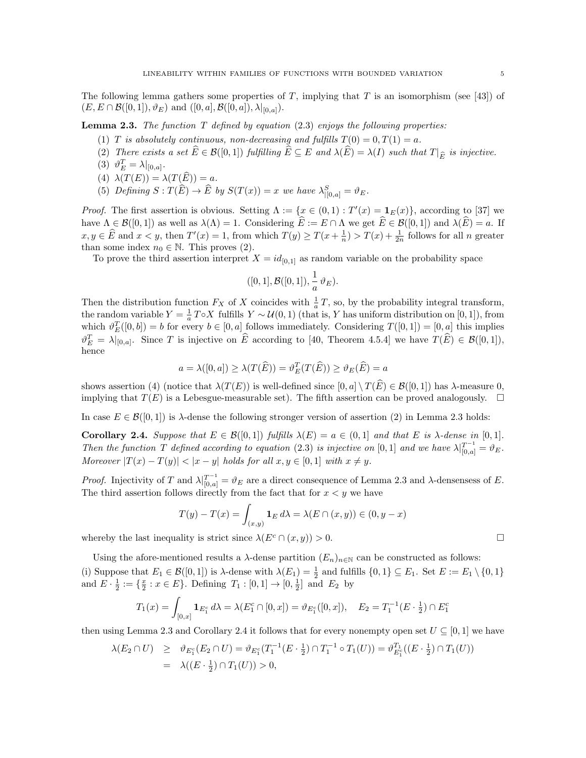The following lemma gathers some properties of $T$, implying that $T$ is an isomorphism (see [43]) of $(E, E \cap \mathcal{B}([0,1]), \vartheta_E)$ and $([0,a], \mathcal{B}([0,a]), \lambda|_{[0,a]})$.

**Lemma 2.3.** *The function $T$ defined by equation (2.3) enjoys the following properties:*

1. *$T$ is absolutely continuous, non-decreasing and fulfills $T(0) = 0, T(1) = a$.*
2. *There exists a set $\widehat{E} \in \mathcal{B}([0,1])$ fulfilling $\widehat{E} \subseteq E$ and $\lambda(\widehat{E}) = \lambda(I)$ such that $T|_{\widehat{E}}$ is injective.*
3. *$\vartheta_E^T = \lambda|_{[0,a]}$.*
4. *$\lambda(T(E)) = \lambda(T(\widehat{E})) = a$.*
5. *Defining $S : T(\widehat{E}) \to \widehat{E}$ by $S(T(x)) = x$ we have $\lambda^S_{|[0,a]} = \vartheta_E$.*

*Proof.* The first assertion is obvious. Setting $\Lambda := \{x \in (0,1) : T'(x) = \mathbf{1}_E(x)\}$, according to [37] we have $\Lambda \in \mathcal{B}([0,1])$ as well as $\lambda(\Lambda) = 1$. Considering $\widehat{E} := E \cap \Lambda$ we get $\widehat{E} \in \mathcal{B}([0,1])$ and $\lambda(\widehat{E}) = a$. If $x, y \in \widehat{E}$ and $x < y$, then $T'(x) = 1$, from which $T(y) \geq T(x + \frac{1}{n}) > T(x) + \frac{1}{2n}$ follows for all $n$ greater than some index $n_0 \in \mathbb{N}$. This proves (2).

To prove the third assertion interpret $X = id_{[0,1]}$ as random variable on the probability space

$$([0,1], \mathcal{B}([0,1]), \frac{1}{a}\, \vartheta_E).$$

Then the distribution function $F_X$ of $X$ coincides with $\frac{1}{a} T$, so, by the probability integral transform, the random variable $Y = \frac{1}{a} T \circ X$ fulfills $Y \sim \mathcal{U}(0,1)$ (that is, $Y$ has uniform distribution on $[0,1]$), from which $\vartheta_E^T([0,b]) = b$ for every $b \in [0,a]$ follows immediately. Considering $T([0,1]) = [0,a]$ this implies $\vartheta_E^T = \lambda|_{[0,a]}$. Since $T$ is injective on $\widehat{E}$ according to [40, Theorem 4.5.4] we have $T(\widehat{E}) \in \mathcal{B}([0,1])$, hence

$$a = \lambda([0,a]) \geq \lambda(T(\widehat{E})) = \vartheta_E^T(T(\widehat{E})) \geq \vartheta_E(\widehat{E}) = a$$

shows assertion (4) (notice that $\lambda(T(E))$ is well-defined since $[0,a] \setminus T(\widehat{E}) \in \mathcal{B}([0,1])$ has $\lambda$-measure 0, implying that $T(E)$ is a Lebesgue-measurable set). The fifth assertion can be proved analogously. $\square$

In case $E \in \mathcal{B}([0,1])$ is $\lambda$-dense the following stronger version of assertion (2) in Lemma 2.3 holds:

**Corollary 2.4.** *Suppose that $E \in \mathcal{B}([0,1])$ fulfills $\lambda(E) = a \in (0,1]$ and that $E$ is $\lambda$-dense in $[0,1]$. Then the function $T$ defined according to equation (2.3) is injective on $[0,1]$ and we have $\lambda|_{[0,a]}^{T^{-1}} = \vartheta_E$. Moreover $|T(x) - T(y)| < |x - y|$ holds for all $x, y \in [0,1]$ with $x \neq y$.*

*Proof.* Injectivity of $T$ and $\lambda|_{[0,a]}^{T^{-1}} = \vartheta_E$ are a direct consequence of Lemma 2.3 and $\lambda$-densenss of $E$. The third assertion follows directly from the fact that for $x < y$ we have

$$T(y) - T(x) = \int_{(x,y)} \mathbf{1}_E \, d\lambda = \lambda(E \cap (x,y)) \in (0, y - x)$$

whereby the last inequality is strict since $\lambda(E^c \cap (x,y)) > 0$. $\square$

Using the afore-mentioned results a $\lambda$-dense partition $(E_n)_{n\in\mathbb{N}}$ can be constructed as follows:
(i) Suppose that $E_1 \in \mathcal{B}([0,1])$ is $\lambda$-dense with $\lambda(E_1) = \frac{1}{2}$ and fulfills $\{0,1\} \subseteq E_1$. Set $E := E_1 \setminus \{0,1\}$ and $E \cdot \frac{1}{2} := \{\frac{x}{2} : x \in E\}$. Defining $T_1 : [0,1] \to [0, \frac{1}{2}]$ and $E_2$ by

$$T_1(x) = \int_{[0,x]} \mathbf{1}_{E_1^c} \, d\lambda = \lambda(E_1^c \cap [0,x]) = \vartheta_{E_1^c}([0,x]), \quad E_2 = T_1^{-1}(E \cdot \tfrac{1}{2}) \cap E_1^c$$

then using Lemma 2.3 and Corollary 2.4 it follows that for every nonempty open set $U \subseteq [0,1]$ we have

$$\begin{aligned}
\lambda(E_2 \cap U) &\geq \vartheta_{E_1^c}(E_2 \cap U) = \vartheta_{E_1^c}(T_1^{-1}(E \cdot \tfrac{1}{2}) \cap T_1^{-1} \circ T_1(U)) = \vartheta_{E_1^c}^{T_1}((E \cdot \tfrac{1}{2}) \cap T_1(U)) \\
&= \lambda((E \cdot \tfrac{1}{2}) \cap T_1(U)) > 0,
\end{aligned}$$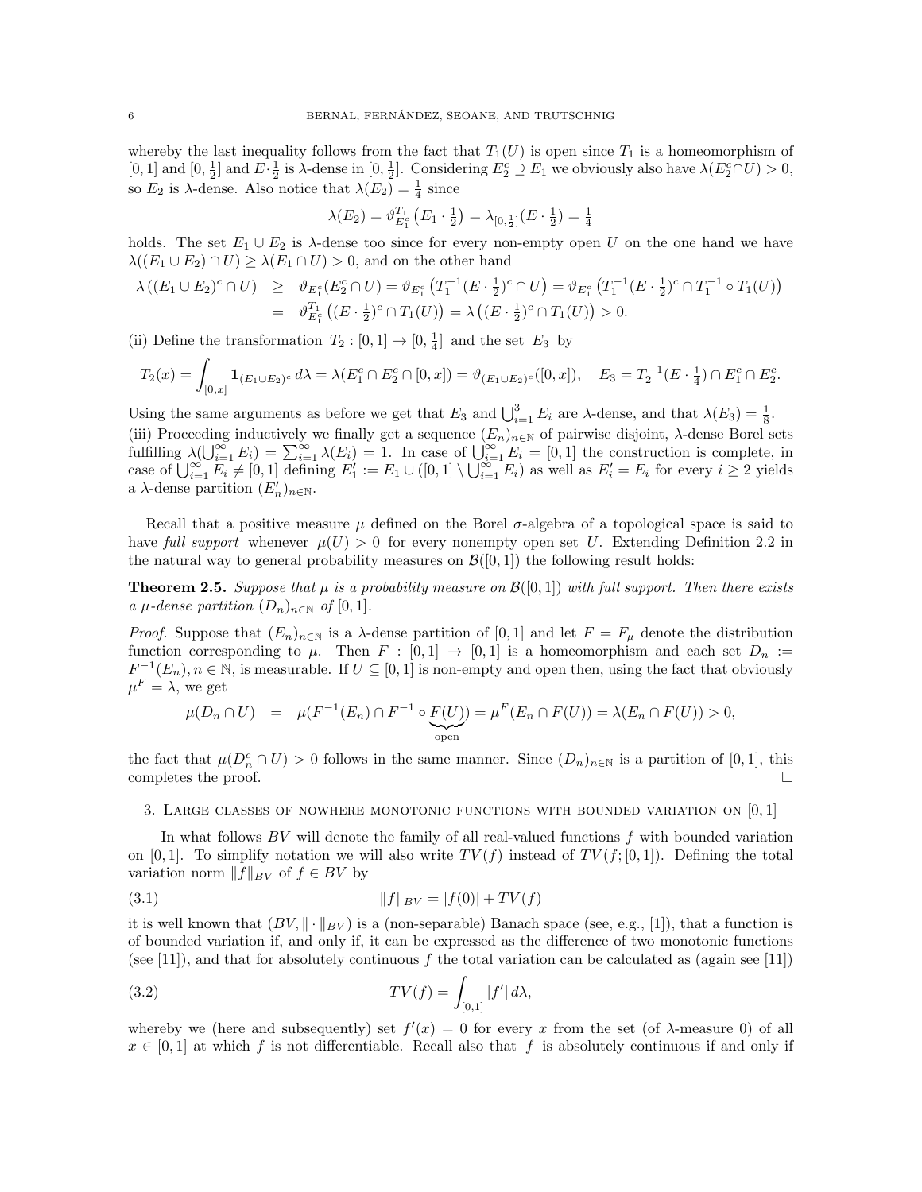whereby the last inequality follows from the fact that $T_1(U)$ is open since $T_1$ is a homeomorphism of $[0,1]$ and $[0,\frac{1}{2}]$ and $E\cdot\frac{1}{2}$ is $\lambda$-dense in $[0,\frac{1}{2}]$. Considering $E_2^c \supseteq E_1$ we obviously also have $\lambda(E_2^c \cap U) > 0$, so $E_2$ is $\lambda$-dense. Also notice that $\lambda(E_2) = \frac{1}{4}$ since

$$\lambda(E_2) = \vartheta_{E_1^c}^{T_1}\left(E_1 \cdot \tfrac{1}{2}\right) = \lambda_{[0,\frac{1}{2}]}(E\cdot \tfrac{1}{2}) = \tfrac{1}{4}$$

holds. The set $E_1 \cup E_2$ is $\lambda$-dense too since for every non-empty open $U$ on the one hand we have $\lambda((E_1\cup E_2)\cap U) \geq \lambda(E_1 \cap U) > 0$, and on the other hand

$$\begin{aligned}
\lambda\left((E_1\cup E_2)^c \cap U\right) &\geq \vartheta_{E_1^c}(E_2^c \cap U) = \vartheta_{E_1^c}\left(T_1^{-1}(E\cdot\tfrac{1}{2})^c \cap U\right) = \vartheta_{E_1^c}\left(T_1^{-1}(E\cdot \tfrac{1}{2})^c \cap T_1^{-1}\circ T_1(U)\right) \\
&= \vartheta_{E_1^c}^{T_1}\left((E\cdot\tfrac{1}{2})^c \cap T_1(U)\right) = \lambda\left((E\cdot\tfrac{1}{2})^c \cap T_1(U)\right) > 0.
\end{aligned}$$

(ii) Define the transformation $T_2 : [0,1] \to [0,\frac{1}{4}]$ and the set $E_3$ by

$$T_2(x) = \int_{[0,x]} \mathbf{1}_{(E_1\cup E_2)^c}\, d\lambda = \lambda(E_1^c \cap E_2^c \cap [0,x]) = \vartheta_{(E_1\cup E_2)^c}([0,x]), \quad E_3 = T_2^{-1}(E\cdot\tfrac{1}{4}) \cap E_1^c \cap E_2^c.$$

Using the same arguments as before we get that $E_3$ and $\bigcup_{i=1}^3 E_i$ are $\lambda$-dense, and that $\lambda(E_3) = \frac{1}{8}$.
(iii) Proceeding inductively we finally get a sequence $(E_n)_{n\in\mathbb{N}}$ of pairwise disjoint, $\lambda$-dense Borel sets fulfilling $\lambda(\bigcup_{i=1}^\infty E_i) = \sum_{i=1}^\infty \lambda(E_i) = 1$. In case of $\bigcup_{i=1}^\infty E_i = [0,1]$ the construction is complete, in case of $\bigcup_{i=1}^\infty E_i \neq [0,1]$ defining $E_1' := E_1 \cup ([0,1]\setminus \bigcup_{i=1}^\infty E_i)$ as well as $E_i' = E_i$ for every $i \geq 2$ yields a $\lambda$-dense partition $(E_n')_{n\in\mathbb{N}}$.

Recall that a positive measure $\mu$ defined on the Borel $\sigma$-algebra of a topological space is said to have *full support* whenever $\mu(U) > 0$ for every nonempty open set $U$. Extending Definition 2.2 in the natural way to general probability measures on $\mathcal{B}([0,1])$ the following result holds:

**Theorem 2.5.** *Suppose that $\mu$ is a probability measure on $\mathcal{B}([0,1])$ with full support. Then there exists a $\mu$-dense partition $(D_n)_{n\in\mathbb{N}}$ of $[0,1]$.*

*Proof.* Suppose that $(E_n)_{n\in\mathbb{N}}$ is a $\lambda$-dense partition of $[0,1]$ and let $F = F_\mu$ denote the distribution function corresponding to $\mu$. Then $F : [0,1] \to [0,1]$ is a homeomorphism and each set $D_n := F^{-1}(E_n), n \in \mathbb{N}$, is measurable. If $U \subseteq [0,1]$ is non-empty and open then, using the fact that obviously $\mu^F = \lambda$, we get

$$\mu(D_n \cap U) \;=\; \mu(F^{-1}(E_n) \cap F^{-1}\circ \underbrace{F(U)}_{\text{open}}) = \mu^F(E_n \cap F(U)) = \lambda(E_n \cap F(U)) > 0,$$

the fact that $\mu(D_n^c \cap U) > 0$ follows in the same manner. Since $(D_n)_{n\in\mathbb{N}}$ is a partition of $[0,1]$, this completes the proof. $\square$

## 3. Large classes of nowhere monotonic functions with bounded variation on $[0,1]$

In what follows $BV$ will denote the family of all real-valued functions $f$ with bounded variation on $[0,1]$. To simplify notation we will also write $TV(f)$ instead of $TV(f;[0,1])$. Defining the total variation norm $\|f\|_{BV}$ of $f \in BV$ by

$$\|f\|_{BV} = |f(0)| + TV(f) \tag{3.1}$$

it is well known that $(BV, \|\cdot\|_{BV})$ is a (non-separable) Banach space (see, e.g., [1]), that a function is of bounded variation if, and only if, it can be expressed as the difference of two monotonic functions (see [11]), and that for absolutely continuous $f$ the total variation can be calculated as (again see [11])

$$TV(f) = \int_{[0,1]} |f'|\, d\lambda, \tag{3.2}$$

whereby we (here and subsequently) set $f'(x) = 0$ for every $x$ from the set (of $\lambda$-measure 0) of all $x \in [0,1]$ at which $f$ is not differentiable. Recall also that $f$ is absolutely continuous if and only if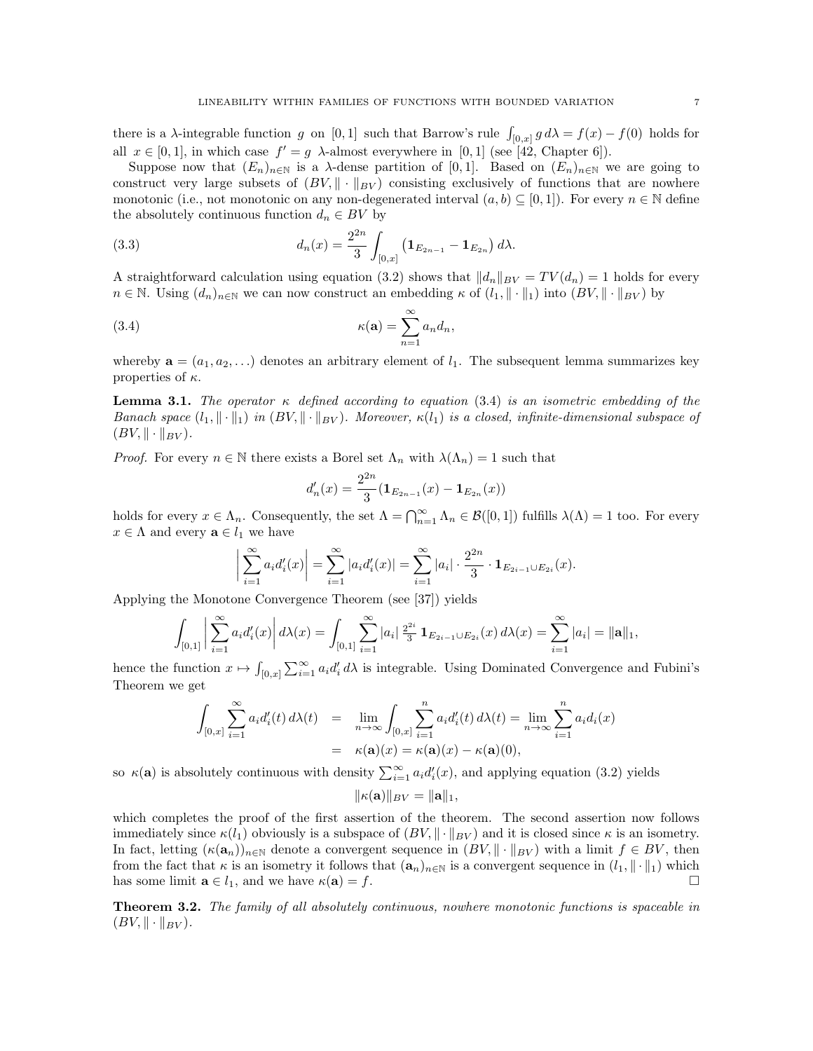there is a $\lambda$-integrable function $g$ on $[0,1]$ such that Barrow's rule $\int_{[0,x]} g\,d\lambda = f(x) - f(0)$ holds for all $x \in [0,1]$, in which case $f' = g$ $\lambda$-almost everywhere in $[0,1]$ (see [42, Chapter 6]).

Suppose now that $(E_n)_{n\in\mathbb{N}}$ is a $\lambda$-dense partition of $[0,1]$. Based on $(E_n)_{n\in\mathbb{N}}$ we are going to construct very large subsets of $(BV, \|\cdot\|_{BV})$ consisting exclusively of functions that are nowhere monotonic (i.e., not monotonic on any non-degenerated interval $(a,b) \subseteq [0,1]$). For every $n \in \mathbb{N}$ define the absolutely continuous function $d_n \in BV$ by

$$d_n(x) = \frac{2^{2n}}{3} \int_{[0,x]} \left(\mathbf{1}_{E_{2n-1}} - \mathbf{1}_{E_{2n}}\right) d\lambda. \tag{3.3}$$

A straightforward calculation using equation (3.2) shows that $\|d_n\|_{BV} = TV(d_n) = 1$ holds for every $n \in \mathbb{N}$. Using $(d_n)_{n\in\mathbb{N}}$ we can now construct an embedding $\kappa$ of $(l_1, \|\cdot\|_1)$ into $(BV, \|\cdot\|_{BV})$ by

$$\kappa(\mathbf{a}) = \sum_{n=1}^{\infty} a_n d_n, \tag{3.4}$$

whereby $\mathbf{a} = (a_1, a_2, \ldots)$ denotes an arbitrary element of $l_1$. The subsequent lemma summarizes key properties of $\kappa$.

**Lemma 3.1.** *The operator $\kappa$ defined according to equation (3.4) is an isometric embedding of the Banach space $(l_1, \|\cdot\|_1)$ in $(BV, \|\cdot\|_{BV})$. Moreover, $\kappa(l_1)$ is a closed, infinite-dimensional subspace of $(BV, \|\cdot\|_{BV})$.*

*Proof.* For every $n \in \mathbb{N}$ there exists a Borel set $\Lambda_n$ with $\lambda(\Lambda_n) = 1$ such that

$$d_n'(x) = \frac{2^{2n}}{3}\left(\mathbf{1}_{E_{2n-1}}(x) - \mathbf{1}_{E_{2n}}(x)\right)$$

holds for every $x \in \Lambda_n$. Consequently, the set $\Lambda = \bigcap_{n=1}^{\infty} \Lambda_n \in \mathcal{B}([0,1])$ fulfills $\lambda(\Lambda) = 1$ too. For every $x \in \Lambda$ and every $\mathbf{a} \in l_1$ we have

$$\left|\sum_{i=1}^{\infty} a_i d_i'(x)\right| = \sum_{i=1}^{\infty} |a_i d_i'(x)| = \sum_{i=1}^{\infty} |a_i| \cdot \frac{2^{2n}}{3} \cdot \mathbf{1}_{E_{2i-1} \cup E_{2i}}(x).$$

Applying the Monotone Convergence Theorem (see [37]) yields

$$\int_{[0,1]} \left|\sum_{i=1}^{\infty} a_i d_i'(x)\right| d\lambda(x) = \int_{[0,1]} \sum_{i=1}^{\infty} |a_i| \, \tfrac{2^{2i}}{3} \, \mathbf{1}_{E_{2i-1} \cup E_{2i}}(x)\, d\lambda(x) = \sum_{i=1}^{\infty} |a_i| = \|\mathbf{a}\|_1,$$

hence the function $x \mapsto \int_{[0,x]} \sum_{i=1}^{\infty} a_i d_i'\, d\lambda$ is integrable. Using Dominated Convergence and Fubini's Theorem we get

$$\begin{aligned}
\int_{[0,x]} \sum_{i=1}^{\infty} a_i d_i'(t)\, d\lambda(t) &= \lim_{n\to\infty} \int_{[0,x]} \sum_{i=1}^{n} a_i d_i'(t)\, d\lambda(t) = \lim_{n\to\infty} \sum_{i=1}^{n} a_i d_i(x) \\
&= \kappa(\mathbf{a})(x) = \kappa(\mathbf{a})(x) - \kappa(\mathbf{a})(0),
\end{aligned}$$

so $\kappa(\mathbf{a})$ is absolutely continuous with density $\sum_{i=1}^{\infty} a_i d_i'(x)$, and applying equation (3.2) yields

$$\|\kappa(\mathbf{a})\|_{BV} = \|\mathbf{a}\|_1,$$

which completes the proof of the first assertion of the theorem. The second assertion now follows immediately since $\kappa(l_1)$ obviously is a subspace of $(BV, \|\cdot\|_{BV})$ and it is closed since $\kappa$ is an isometry. In fact, letting $(\kappa(\mathbf{a}_n))_{n\in\mathbb{N}}$ denote a convergent sequence in $(BV, \|\cdot\|_{BV})$ with a limit $f \in BV$, then from the fact that $\kappa$ is an isometry it follows that $(\mathbf{a}_n)_{n\in\mathbb{N}}$ is a convergent sequence in $(l_1, \|\cdot\|_1)$ which has some limit $\mathbf{a} \in l_1$, and we have $\kappa(\mathbf{a}) = f$. $\square$

**Theorem 3.2.** *The family of all absolutely continuous, nowhere monotonic functions is spaceable in $(BV, \|\cdot\|_{BV})$.*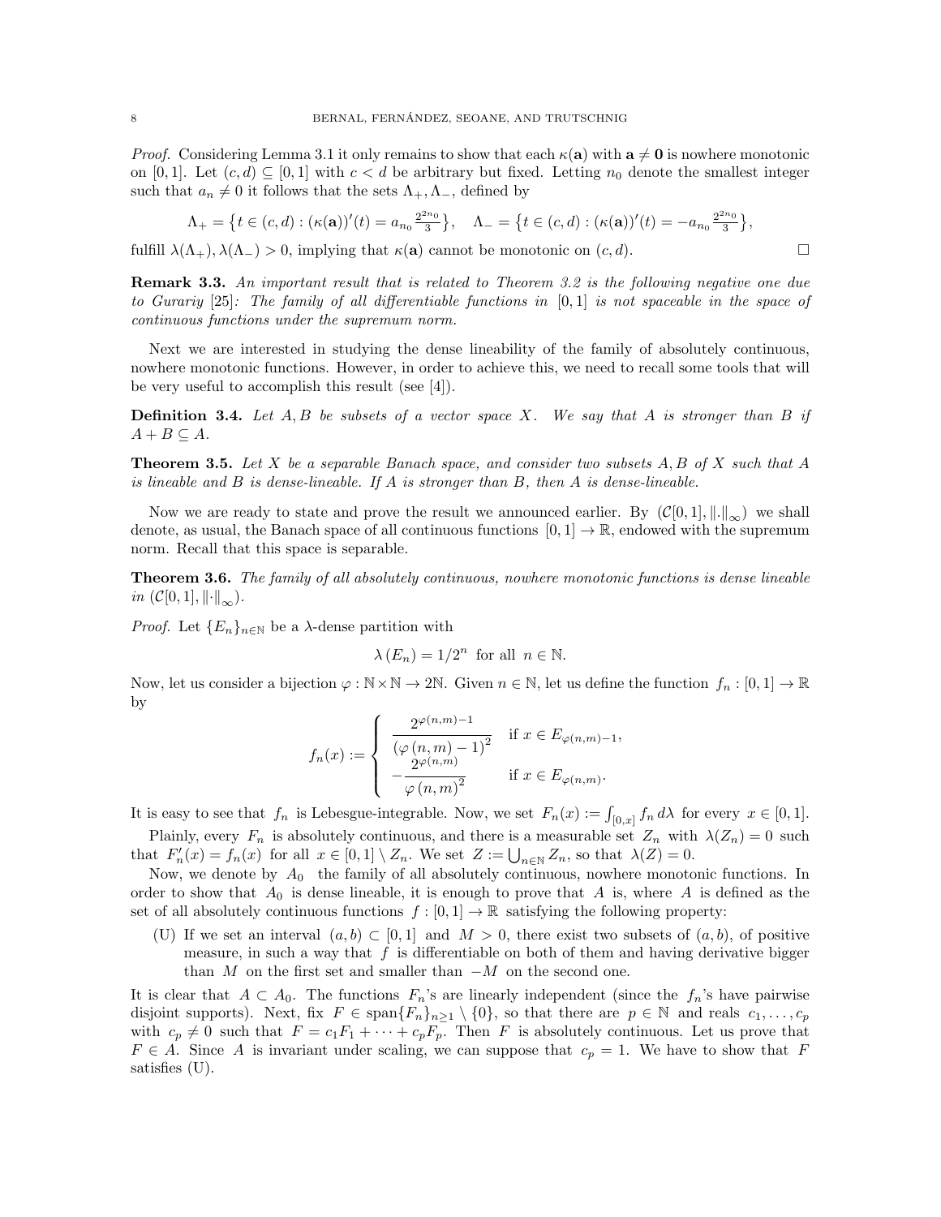*Proof.* Considering Lemma 3.1 it only remains to show that each $\kappa(\mathbf{a})$ with $\mathbf{a} \neq \mathbf{0}$ is nowhere monotonic on $[0,1]$. Let $(c,d) \subseteq [0,1]$ with $c < d$ be arbitrary but fixed. Letting $n_0$ denote the smallest integer such that $a_n \neq 0$ it follows that the sets $\Lambda_+, \Lambda_-$, defined by

$$\Lambda_+ = \big\{t \in (c,d) : (\kappa(\mathbf{a}))'(t) = a_{n_0}\tfrac{2^{2n_0}}{3}\big\}, \quad \Lambda_- = \big\{t \in (c,d) : (\kappa(\mathbf{a}))'(t) = -a_{n_0}\tfrac{2^{2n_0}}{3}\big\},$$

fulfill $\lambda(\Lambda_+), \lambda(\Lambda_-) > 0$, implying that $\kappa(\mathbf{a})$ cannot be monotonic on $(c,d)$. □

**Remark 3.3.** *An important result that is related to Theorem 3.2 is the following negative one due to Gurariy* [25]*: The family of all differentiable functions in* $[0,1]$ *is not spaceable in the space of continuous functions under the supremum norm.*

Next we are interested in studying the dense lineability of the family of absolutely continuous, nowhere monotonic functions. However, in order to achieve this, we need to recall some tools that will be very useful to accomplish this result (see [4]).

**Definition 3.4.** *Let* $A, B$ *be subsets of a vector space* $X$*. We say that* $A$ *is stronger than* $B$ *if* $A + B \subseteq A$.

**Theorem 3.5.** *Let* $X$ *be a separable Banach space, and consider two subsets* $A, B$ *of* $X$ *such that* $A$ *is lineable and* $B$ *is dense-lineable. If* $A$ *is stronger than* $B$*, then* $A$ *is dense-lineable.*

Now we are ready to state and prove the result we announced earlier. By $(\mathcal{C}[0,1], \|.\|_\infty)$ we shall denote, as usual, the Banach space of all continuous functions $[0,1] \to \mathbb{R}$, endowed with the supremum norm. Recall that this space is separable.

**Theorem 3.6.** *The family of all absolutely continuous, nowhere monotonic functions is dense lineable in* $(\mathcal{C}[0,1], \|\cdot\|_\infty)$.

*Proof.* Let $\{E_n\}_{n\in\mathbb{N}}$ be a $\lambda$-dense partition with

$$\lambda(E_n) = 1/2^n \text{ for all } n \in \mathbb{N}.$$

Now, let us consider a bijection $\varphi : \mathbb{N} \times \mathbb{N} \to 2\mathbb{N}$. Given $n \in \mathbb{N}$, let us define the function $f_n : [0,1] \to \mathbb{R}$ by

$$f_n(x) := \begin{cases} \dfrac{2^{\varphi(n,m)-1}}{(\varphi(n,m)-1)^2} & \text{if } x \in E_{\varphi(n,m)-1}, \\ -\dfrac{2^{\varphi(n,m)}}{\varphi(n,m)^2} & \text{if } x \in E_{\varphi(n,m)}. \end{cases}$$

It is easy to see that $f_n$ is Lebesgue-integrable. Now, we set $F_n(x) := \int_{[0,x]} f_n \, d\lambda$ for every $x \in [0,1]$.

Plainly, every $F_n$ is absolutely continuous, and there is a measurable set $Z_n$ with $\lambda(Z_n) = 0$ such that $F_n'(x) = f_n(x)$ for all $x \in [0,1] \setminus Z_n$. We set $Z := \bigcup_{n\in\mathbb{N}} Z_n$, so that $\lambda(Z) = 0$.

Now, we denote by $A_0$ the family of all absolutely continuous, nowhere monotonic functions. In order to show that $A_0$ is dense lineable, it is enough to prove that $A$ is, where $A$ is defined as the set of all absolutely continuous functions $f : [0,1] \to \mathbb{R}$ satisfying the following property:

(U) If we set an interval $(a,b) \subset [0,1]$ and $M > 0$, there exist two subsets of $(a,b)$, of positive measure, in such a way that $f$ is differentiable on both of them and having derivative bigger than $M$ on the first set and smaller than $-M$ on the second one.

It is clear that $A \subset A_0$. The functions $F_n$'s are linearly independent (since the $f_n$'s have pairwise disjoint supports). Next, fix $F \in \operatorname{span}\{F_n\}_{n\geq 1} \setminus \{0\}$, so that there are $p \in \mathbb{N}$ and reals $c_1, \ldots, c_p$ with $c_p \neq 0$ such that $F = c_1F_1 + \cdots + c_pF_p$. Then $F$ is absolutely continuous. Let us prove that $F \in A$. Since $A$ is invariant under scaling, we can suppose that $c_p = 1$. We have to show that $F$ satisfies (U).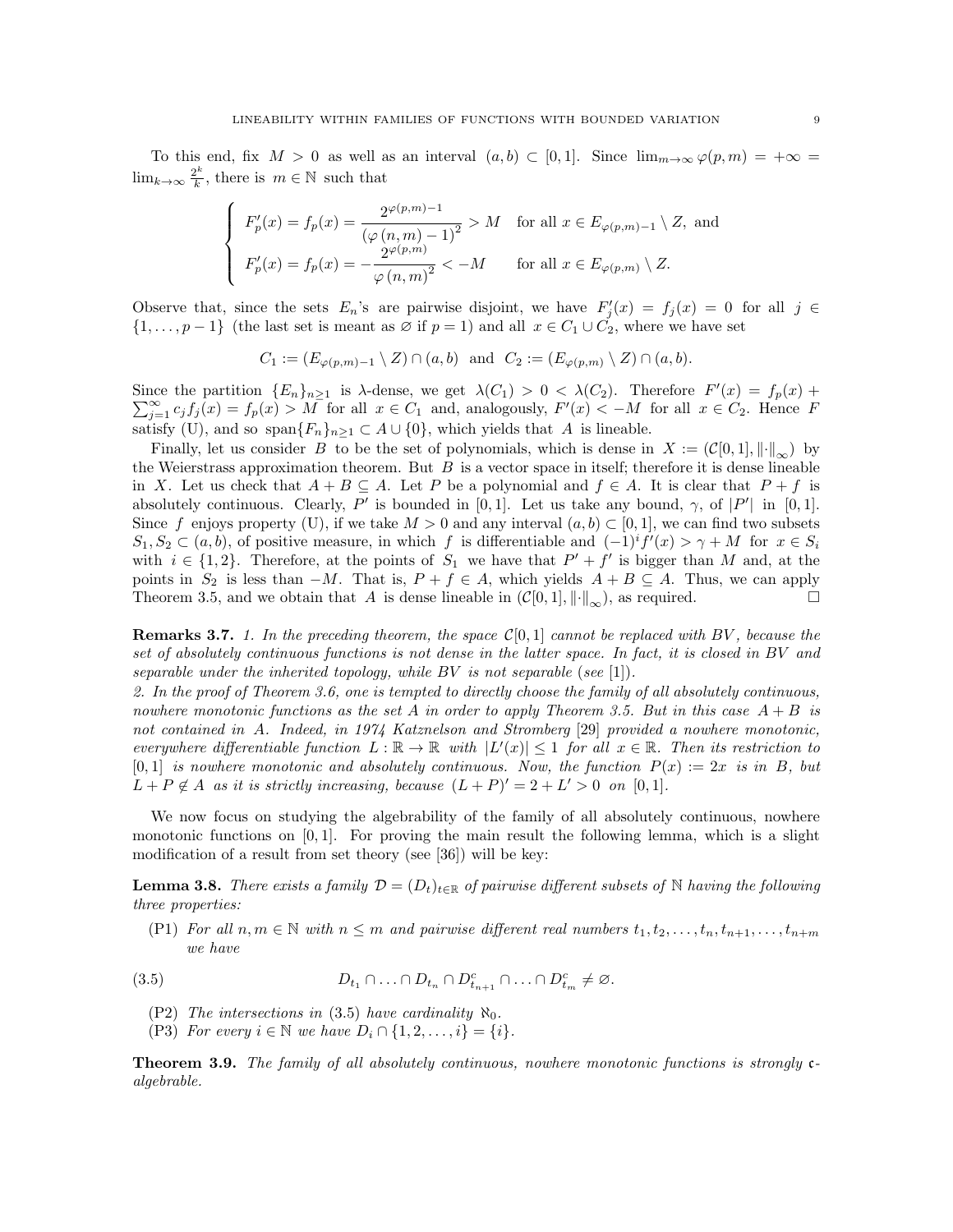To this end, fix $M > 0$ as well as an interval $(a,b) \subset [0,1]$. Since $\lim_{m\to\infty} \varphi(p,m) = +\infty = \lim_{k\to\infty} \frac{2^k}{k}$, there is $m \in \mathbb{N}$ such that

$$
\begin{cases}
F_p'(x) = f_p(x) = \dfrac{2^{\varphi(p,m)-1}}{(\varphi(n,m)-1)^2} > M & \text{for all } x \in E_{\varphi(p,m)-1} \setminus Z, \text{ and} \\[2ex]
F_p'(x) = f_p(x) = -\dfrac{2^{\varphi(p,m)}}{\varphi(n,m)^2} < -M & \text{for all } x \in E_{\varphi(p,m)} \setminus Z.
\end{cases}
$$

Observe that, since the sets $E_n$'s are pairwise disjoint, we have $F_j'(x) = f_j(x) = 0$ for all $j \in \{1,\dots,p-1\}$ (the last set is meant as $\varnothing$ if $p=1$) and all $x \in C_1 \cup C_2$, where we have set

$$
C_1 := (E_{\varphi(p,m)-1} \setminus Z) \cap (a,b) \text{ and } C_2 := (E_{\varphi(p,m)} \setminus Z) \cap (a,b).
$$

Since the partition $\{E_n\}_{n\geq 1}$ is $\lambda$-dense, we get $\lambda(C_1) > 0 < \lambda(C_2)$. Therefore $F'(x) = f_p(x) + \sum_{j=1}^{\infty} c_j f_j(x) = f_p(x) > M$ for all $x \in C_1$ and, analogously, $F'(x) < -M$ for all $x \in C_2$. Hence $F$ satisfy (U), and so $\text{span}\{F_n\}_{n\geq 1} \subset A \cup \{0\}$, which yields that $A$ is lineable.

Finally, let us consider $B$ to be the set of polynomials, which is dense in $X := (\mathcal{C}[0,1], \|\cdot\|_\infty)$ by the Weierstrass approximation theorem. But $B$ is a vector space in itself; therefore it is dense lineable in $X$. Let us check that $A + B \subseteq A$. Let $P$ be a polynomial and $f \in A$. It is clear that $P + f$ is absolutely continuous. Clearly, $P'$ is bounded in $[0,1]$. Let us take any bound, $\gamma$, of $|P'|$ in $[0,1]$. Since $f$ enjoys property (U), if we take $M > 0$ and any interval $(a,b) \subset [0,1]$, we can find two subsets $S_1, S_2 \subset (a,b)$, of positive measure, in which $f$ is differentiable and $(-1)^i f'(x) > \gamma + M$ for $x \in S_i$ with $i \in \{1,2\}$. Therefore, at the points of $S_1$ we have that $P' + f'$ is bigger than $M$ and, at the points in $S_2$ is less than $-M$. That is, $P + f \in A$, which yields $A + B \subseteq A$. Thus, we can apply Theorem 3.5, and we obtain that $A$ is dense lineable in $(\mathcal{C}[0,1], \|\cdot\|_\infty)$, as required. $\square$

**Remarks 3.7.** *1. In the preceding theorem, the space $\mathcal{C}[0,1]$ cannot be replaced with $BV$, because the set of absolutely continuous functions is not dense in the latter space. In fact, it is closed in $BV$ and separable under the inherited topology, while $BV$ is not separable (see [1]).*
*2. In the proof of Theorem 3.6, one is tempted to directly choose the family of all absolutely continuous, nowhere monotonic functions as the set $A$ in order to apply Theorem 3.5. But in this case $A + B$ is not contained in $A$. Indeed, in 1974 Katznelson and Stromberg [29] provided a nowhere monotonic, everywhere differentiable function $L : \mathbb{R} \to \mathbb{R}$ with $|L'(x)| \leq 1$ for all $x \in \mathbb{R}$. Then its restriction to $[0,1]$ is nowhere monotonic and absolutely continuous. Now, the function $P(x) := 2x$ is in $B$, but $L + P \notin A$ as it is strictly increasing, because $(L+P)' = 2 + L' > 0$ on $[0,1]$.*

We now focus on studying the algebrability of the family of all absolutely continuous, nowhere monotonic functions on $[0,1]$. For proving the main result the following lemma, which is a slight modification of a result from set theory (see [36]) will be key:

**Lemma 3.8.** *There exists a family $\mathcal{D} = (D_t)_{t\in\mathbb{R}}$ of pairwise different subsets of $\mathbb{N}$ having the following three properties:*

(P1) *For all $n, m \in \mathbb{N}$ with $n \leq m$ and pairwise different real numbers $t_1, t_2, \dots, t_n, t_{n+1}, \dots, t_{n+m}$ we have*

$$
D_{t_1} \cap \ldots \cap D_{t_n} \cap D_{t_{n+1}}^c \cap \ldots \cap D_{t_m}^c \neq \varnothing. \tag{3.5}
$$

(P2) *The intersections in (3.5) have cardinality $\aleph_0$.*

(P3) *For every $i \in \mathbb{N}$ we have $D_i \cap \{1,2,\dots,i\} = \{i\}$.*

**Theorem 3.9.** *The family of all absolutely continuous, nowhere monotonic functions is strongly $\mathfrak{c}$-algebrable.*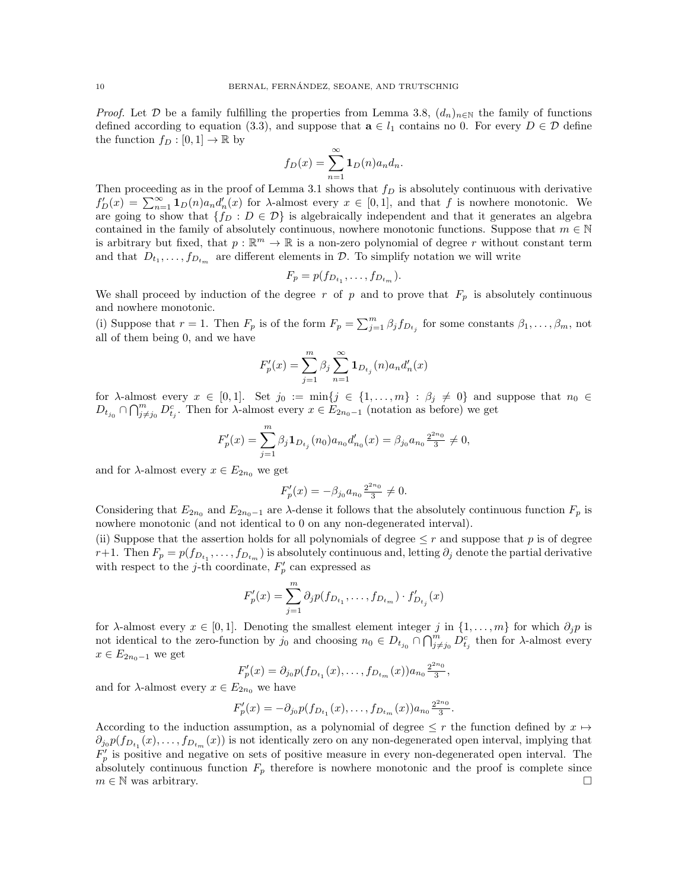*Proof.* Let $\mathcal{D}$ be a family fulfilling the properties from Lemma 3.8, $(d_n)_{n\in\mathbb{N}}$ the family of functions defined according to equation (3.3), and suppose that $\mathbf{a} \in l_1$ contains no 0. For every $D \in \mathcal{D}$ define the function $f_D : [0,1] \to \mathbb{R}$ by

$$f_D(x) = \sum_{n=1}^{\infty} \mathbf{1}_D(n) a_n d_n.$$

Then proceeding as in the proof of Lemma 3.1 shows that $f_D$ is absolutely continuous with derivative $f_D'(x) = \sum_{n=1}^{\infty} \mathbf{1}_D(n) a_n d_n'(x)$ for $\lambda$-almost every $x \in [0,1]$, and that $f$ is nowhere monotonic. We are going to show that $\{f_D : D \in \mathcal{D}\}$ is algebraically independent and that it generates an algebra contained in the family of absolutely continuous, nowhere monotonic functions. Suppose that $m \in \mathbb{N}$ is arbitrary but fixed, that $p : \mathbb{R}^m \to \mathbb{R}$ is a non-zero polynomial of degree $r$ without constant term and that $D_{t_1}, \ldots, f_{D_{t_m}}$ are different elements in $\mathcal{D}$. To simplify notation we will write

$$F_p = p(f_{D_{t_1}}, \ldots, f_{D_{t_m}}).$$

We shall proceed by induction of the degree $r$ of $p$ and to prove that $F_p$ is absolutely continuous and nowhere monotonic.

(i) Suppose that $r = 1$. Then $F_p$ is of the form $F_p = \sum_{j=1}^{m} \beta_j f_{D_{t_j}}$ for some constants $\beta_1, \ldots, \beta_m$, not all of them being 0, and we have

$$F_p'(x) = \sum_{j=1}^{m} \beta_j \sum_{n=1}^{\infty} \mathbf{1}_{D_{t_j}}(n) a_n d_n'(x)$$

for $\lambda$-almost every $x \in [0,1]$. Set $j_0 := \min\{j \in \{1, \ldots, m\} : \beta_j \neq 0\}$ and suppose that $n_0 \in D_{t_{j_0}} \cap \bigcap_{j \neq j_0}^{m} D_{t_j}^c$. Then for $\lambda$-almost every $x \in E_{2n_0-1}$ (notation as before) we get

$$F_p'(x) = \sum_{j=1}^{m} \beta_j \mathbf{1}_{D_{t_j}}(n_0) a_{n_0} d_{n_0}'(x) = \beta_{j_0} a_{n_0} \tfrac{2^{2n_0}}{3} \neq 0,$$

and for $\lambda$-almost every $x \in E_{2n_0}$ we get

$$F_p'(x) = -\beta_{j_0} a_{n_0} \tfrac{2^{2n_0}}{3} \neq 0.$$

Considering that $E_{2n_0}$ and $E_{2n_0-1}$ are $\lambda$-dense it follows that the absolutely continuous function $F_p$ is nowhere monotonic (and not identical to 0 on any non-degenerated interval).

(ii) Suppose that the assertion holds for all polynomials of degree $\leq r$ and suppose that $p$ is of degree $r+1$. Then $F_p = p(f_{D_{t_1}}, \ldots, f_{D_{t_m}})$ is absolutely continuous and, letting $\partial_j$ denote the partial derivative with respect to the $j$-th coordinate, $F_p'$ can expressed as

$$F_p'(x) = \sum_{j=1}^{m} \partial_j p(f_{D_{t_1}}, \ldots, f_{D_{t_m}}) \cdot f_{D_{t_j}}'(x)$$

for $\lambda$-almost every $x \in [0,1]$. Denoting the smallest element integer $j$ in $\{1, \ldots, m\}$ for which $\partial_j p$ is not identical to the zero-function by $j_0$ and choosing $n_0 \in D_{t_{j_0}} \cap \bigcap_{j \neq j_0}^{m} D_{t_j}^c$ then for $\lambda$-almost every $x \in E_{2n_0-1}$ we get

$$F_p'(x) = \partial_{j_0} p(f_{D_{t_1}}(x), \ldots, f_{D_{t_m}}(x)) a_{n_0} \tfrac{2^{2n_0}}{3},$$

and for $\lambda$-almost every $x \in E_{2n_0}$ we have

$$F_p'(x) = -\partial_{j_0} p(f_{D_{t_1}}(x), \ldots, f_{D_{t_m}}(x)) a_{n_0} \tfrac{2^{2n_0}}{3}.$$

According to the induction assumption, as a polynomial of degree $\leq r$ the function defined by $x \mapsto \partial_{j_0} p(f_{D_{t_1}}(x), \ldots, f_{D_{t_m}}(x))$ is not identically zero on any non-degenerated open interval, implying that $F_p'$ is positive and negative on sets of positive measure in every non-degenerated open interval. The absolutely continuous function $F_p$ therefore is nowhere monotonic and the proof is complete since $m \in \mathbb{N}$ was arbitrary. □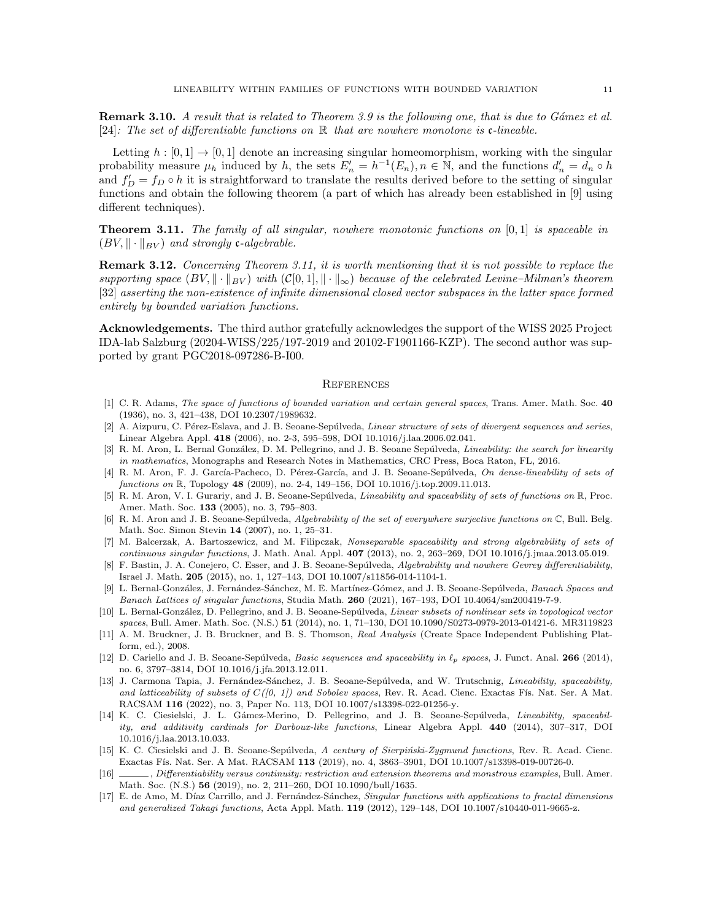**Remark 3.10.** *A result that is related to Theorem 3.9 is the following one, that is due to Gámez et al. [24]: The set of differentiable functions on $\mathbb{R}$ that are nowhere monotone is $\mathfrak{c}$-lineable.*

Letting $h : [0,1] \to [0,1]$ denote an increasing singular homeomorphism, working with the singular probability measure $\mu_h$ induced by $h$, the sets $E'_n = h^{-1}(E_n), n \in \mathbb{N}$, and the functions $d'_n = d_n \circ h$ and $f'_D = f_D \circ h$ it is straightforward to translate the results derived before to the setting of singular functions and obtain the following theorem (a part of which has already been established in [9] using different techniques).

**Theorem 3.11.** *The family of all singular, nowhere monotonic functions on $[0,1]$ is spaceable in $(BV, \|\cdot\|_{BV})$ and strongly $\mathfrak{c}$-algebrable.*

**Remark 3.12.** *Concerning Theorem 3.11, it is worth mentioning that it is not possible to replace the supporting space $(BV, \|\cdot\|_{BV})$ with $(\mathcal{C}[0,1], \|\cdot\|_\infty)$ because of the celebrated Levine–Milman's theorem [32] asserting the non-existence of infinite dimensional closed vector subspaces in the latter space formed entirely by bounded variation functions.*

**Acknowledgements.** The third author gratefully acknowledges the support of the WISS 2025 Project IDA-lab Salzburg (20204-WISS/225/197-2019 and 20102-F1901166-KZP). The second author was supported by grant PGC2018-097286-B-I00.

## References

[1] C. R. Adams, *The space of functions of bounded variation and certain general spaces*, Trans. Amer. Math. Soc. **40** (1936), no. 3, 421–438, DOI 10.2307/1989632.

[2] A. Aizpuru, C. Pérez-Eslava, and J. B. Seoane-Sepúlveda, *Linear structure of sets of divergent sequences and series*, Linear Algebra Appl. **418** (2006), no. 2-3, 595–598, DOI 10.1016/j.laa.2006.02.041.

[3] R. M. Aron, L. Bernal González, D. M. Pellegrino, and J. B. Seoane Sepúlveda, *Lineability: the search for linearity in mathematics*, Monographs and Research Notes in Mathematics, CRC Press, Boca Raton, FL, 2016.

[4] R. M. Aron, F. J. García-Pacheco, D. Pérez-García, and J. B. Seoane-Sepúlveda, *On dense-lineability of sets of functions on* $\mathbb{R}$, Topology **48** (2009), no. 2-4, 149–156, DOI 10.1016/j.top.2009.11.013.

[5] R. M. Aron, V. I. Gurariy, and J. B. Seoane-Sepúlveda, *Lineability and spaceability of sets of functions on* $\mathbb{R}$, Proc. Amer. Math. Soc. **133** (2005), no. 3, 795–803.

[6] R. M. Aron and J. B. Seoane-Sepúlveda, *Algebrability of the set of everywhere surjective functions on* $\mathbb{C}$, Bull. Belg. Math. Soc. Simon Stevin **14** (2007), no. 1, 25–31.

[7] M. Balcerzak, A. Bartoszewicz, and M. Filipczak, *Nonseparable spaceability and strong algebrability of sets of continuous singular functions*, J. Math. Anal. Appl. **407** (2013), no. 2, 263–269, DOI 10.1016/j.jmaa.2013.05.019.

[8] F. Bastin, J. A. Conejero, C. Esser, and J. B. Seoane-Sepúlveda, *Algebrability and nowhere Gevrey differentiability*, Israel J. Math. **205** (2015), no. 1, 127–143, DOI 10.1007/s11856-014-1104-1.

[9] L. Bernal-González, J. Fernández-Sánchez, M. E. Martínez-Gómez, and J. B. Seoane-Sepúlveda, *Banach Spaces and Banach Lattices of singular functions*, Studia Math. **260** (2021), 167–193, DOI 10.4064/sm200419-7-9.

[10] L. Bernal-González, D. Pellegrino, and J. B. Seoane-Sepúlveda, *Linear subsets of nonlinear sets in topological vector spaces*, Bull. Amer. Math. Soc. (N.S.) **51** (2014), no. 1, 71–130, DOI 10.1090/S0273-0979-2013-01421-6. MR3119823

[11] A. M. Bruckner, J. B. Bruckner, and B. S. Thomson, *Real Analysis* (Create Space Independent Publishing Platform, ed.), 2008.

[12] D. Cariello and J. B. Seoane-Sepúlveda, *Basic sequences and spaceability in* $\ell_p$ *spaces*, J. Funct. Anal. **266** (2014), no. 6, 3797–3814, DOI 10.1016/j.jfa.2013.12.011.

[13] J. Carmona Tapia, J. Fernández-Sánchez, J. B. Seoane-Sepúlveda, and W. Trutschnig, *Lineability, spaceability, and latticeability of subsets of C([0, 1]) and Sobolev spaces*, Rev. R. Acad. Cienc. Exactas Fís. Nat. Ser. A Mat. RACSAM **116** (2022), no. 3, Paper No. 113, DOI 10.1007/s13398-022-01256-y.

[14] K. C. Ciesielski, J. L. Gámez-Merino, D. Pellegrino, and J. B. Seoane-Sepúlveda, *Lineability, spaceability, and additivity cardinals for Darboux-like functions*, Linear Algebra Appl. **440** (2014), 307–317, DOI 10.1016/j.laa.2013.10.033.

[15] K. C. Ciesielski and J. B. Seoane-Sepúlveda, *A century of Sierpiński-Zygmund functions*, Rev. R. Acad. Cienc. Exactas Fís. Nat. Ser. A Mat. RACSAM **113** (2019), no. 4, 3863–3901, DOI 10.1007/s13398-019-00726-0.

[16] ———, *Differentiability versus continuity: restriction and extension theorems and monstrous examples*, Bull. Amer. Math. Soc. (N.S.) **56** (2019), no. 2, 211–260, DOI 10.1090/bull/1635.

[17] E. de Amo, M. Díaz Carrillo, and J. Fernández-Sánchez, *Singular functions with applications to fractal dimensions and generalized Takagi functions*, Acta Appl. Math. **119** (2012), 129–148, DOI 10.1007/s10440-011-9665-z.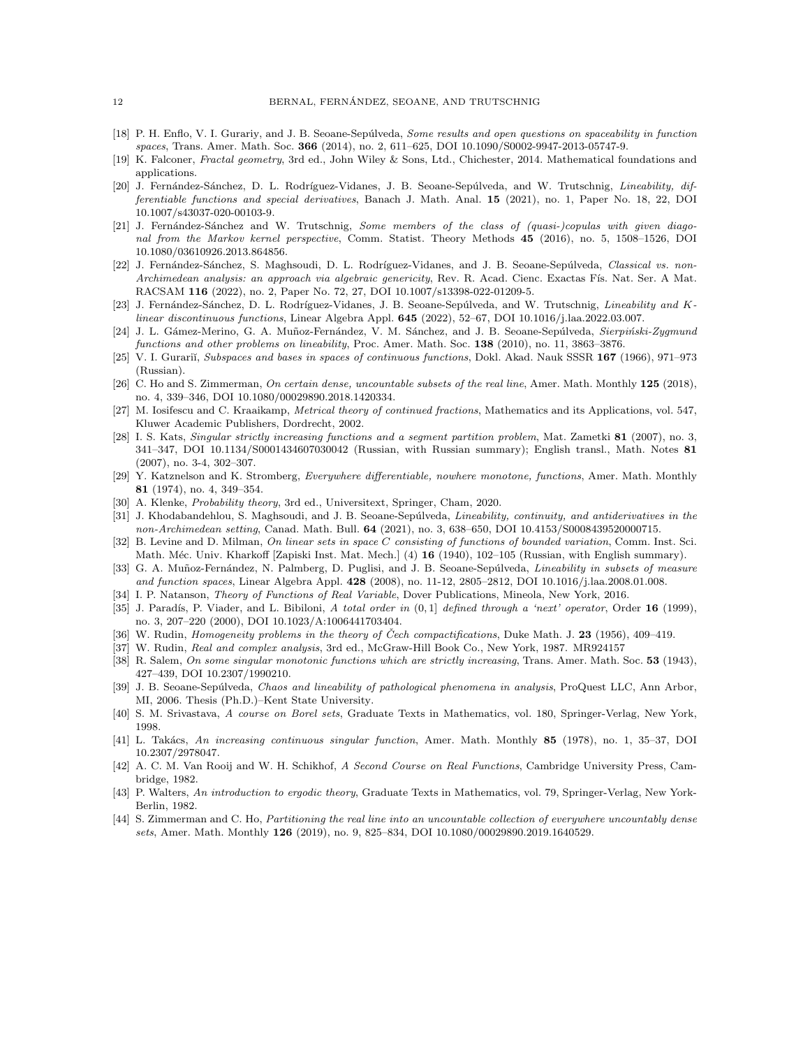[18] P. H. Enflo, V. I. Gurariy, and J. B. Seoane-Sepúlveda, *Some results and open questions on spaceability in function spaces*, Trans. Amer. Math. Soc. **366** (2014), no. 2, 611–625, DOI 10.1090/S0002-9947-2013-05747-9.

[19] K. Falconer, *Fractal geometry*, 3rd ed., John Wiley & Sons, Ltd., Chichester, 2014. Mathematical foundations and applications.

[20] J. Fernández-Sánchez, D. L. Rodríguez-Vidanes, J. B. Seoane-Sepúlveda, and W. Trutschnig, *Lineability, differentiable functions and special derivatives*, Banach J. Math. Anal. **15** (2021), no. 1, Paper No. 18, 22, DOI 10.1007/s43037-020-00103-9.

[21] J. Fernández-Sánchez and W. Trutschnig, *Some members of the class of (quasi-)copulas with given diagonal from the Markov kernel perspective*, Comm. Statist. Theory Methods **45** (2016), no. 5, 1508–1526, DOI 10.1080/03610926.2013.864856.

[22] J. Fernández-Sánchez, S. Maghsoudi, D. L. Rodríguez-Vidanes, and J. B. Seoane-Sepúlveda, *Classical vs. non-Archimedean analysis: an approach via algebraic genericity*, Rev. R. Acad. Cienc. Exactas Fís. Nat. Ser. A Mat. RACSAM **116** (2022), no. 2, Paper No. 72, 27, DOI 10.1007/s13398-022-01209-5.

[23] J. Fernández-Sánchez, D. L. Rodríguez-Vidanes, J. B. Seoane-Sepúlveda, and W. Trutschnig, *Lineability and K-linear discontinuous functions*, Linear Algebra Appl. **645** (2022), 52–67, DOI 10.1016/j.laa.2022.03.007.

[24] J. L. Gámez-Merino, G. A. Muñoz-Fernández, V. M. Sánchez, and J. B. Seoane-Sepúlveda, *Sierpiński-Zygmund functions and other problems on lineability*, Proc. Amer. Math. Soc. **138** (2010), no. 11, 3863–3876.

[25] V. I. Gurariĭ, *Subspaces and bases in spaces of continuous functions*, Dokl. Akad. Nauk SSSR **167** (1966), 971–973 (Russian).

[26] C. Ho and S. Zimmerman, *On certain dense, uncountable subsets of the real line*, Amer. Math. Monthly **125** (2018), no. 4, 339–346, DOI 10.1080/00029890.2018.1420334.

[27] M. Iosifescu and C. Kraaikamp, *Metrical theory of continued fractions*, Mathematics and its Applications, vol. 547, Kluwer Academic Publishers, Dordrecht, 2002.

[28] I. S. Kats, *Singular strictly increasing functions and a segment partition problem*, Mat. Zametki **81** (2007), no. 3, 341–347, DOI 10.1134/S0001434607030042 (Russian, with Russian summary); English transl., Math. Notes **81** (2007), no. 3-4, 302–307.

[29] Y. Katznelson and K. Stromberg, *Everywhere differentiable, nowhere monotone, functions*, Amer. Math. Monthly **81** (1974), no. 4, 349–354.

[30] A. Klenke, *Probability theory*, 3rd ed., Universitext, Springer, Cham, 2020.

[31] J. Khodabandehlou, S. Maghsoudi, and J. B. Seoane-Sepúlveda, *Lineability, continuity, and antiderivatives in the non-Archimedean setting*, Canad. Math. Bull. **64** (2021), no. 3, 638–650, DOI 10.4153/S0008439520000715.

[32] B. Levine and D. Milman, *On linear sets in space C consisting of functions of bounded variation*, Comm. Inst. Sci. Math. Méc. Univ. Kharkoff [Zapiski Inst. Mat. Mech.] (4) **16** (1940), 102–105 (Russian, with English summary).

[33] G. A. Muñoz-Fernández, N. Palmberg, D. Puglisi, and J. B. Seoane-Sepúlveda, *Lineability in subsets of measure and function spaces*, Linear Algebra Appl. **428** (2008), no. 11-12, 2805–2812, DOI 10.1016/j.laa.2008.01.008.

[34] I. P. Natanson, *Theory of Functions of Real Variable*, Dover Publications, Mineola, New York, 2016.

[35] J. Paradís, P. Viader, and L. Bibiloni, *A total order in* $(0,1]$ *defined through a 'next' operator*, Order **16** (1999), no. 3, 207–220 (2000), DOI 10.1023/A:1006441703404.

[36] W. Rudin, *Homogeneity problems in the theory of Čech compactifications*, Duke Math. J. **23** (1956), 409–419.

[37] W. Rudin, *Real and complex analysis*, 3rd ed., McGraw-Hill Book Co., New York, 1987. MR924157

[38] R. Salem, *On some singular monotonic functions which are strictly increasing*, Trans. Amer. Math. Soc. **53** (1943), 427–439, DOI 10.2307/1990210.

[39] J. B. Seoane-Sepúlveda, *Chaos and lineability of pathological phenomena in analysis*, ProQuest LLC, Ann Arbor, MI, 2006. Thesis (Ph.D.)–Kent State University.

[40] S. M. Srivastava, *A course on Borel sets*, Graduate Texts in Mathematics, vol. 180, Springer-Verlag, New York, 1998.

[41] L. Takács, *An increasing continuous singular function*, Amer. Math. Monthly **85** (1978), no. 1, 35–37, DOI 10.2307/2978047.

[42] A. C. M. Van Rooij and W. H. Schikhof, *A Second Course on Real Functions*, Cambridge University Press, Cambridge, 1982.

[43] P. Walters, *An introduction to ergodic theory*, Graduate Texts in Mathematics, vol. 79, Springer-Verlag, New York-Berlin, 1982.

[44] S. Zimmerman and C. Ho, *Partitioning the real line into an uncountable collection of everywhere uncountably dense sets*, Amer. Math. Monthly **126** (2019), no. 9, 825–834, DOI 10.1080/00029890.2019.1640529.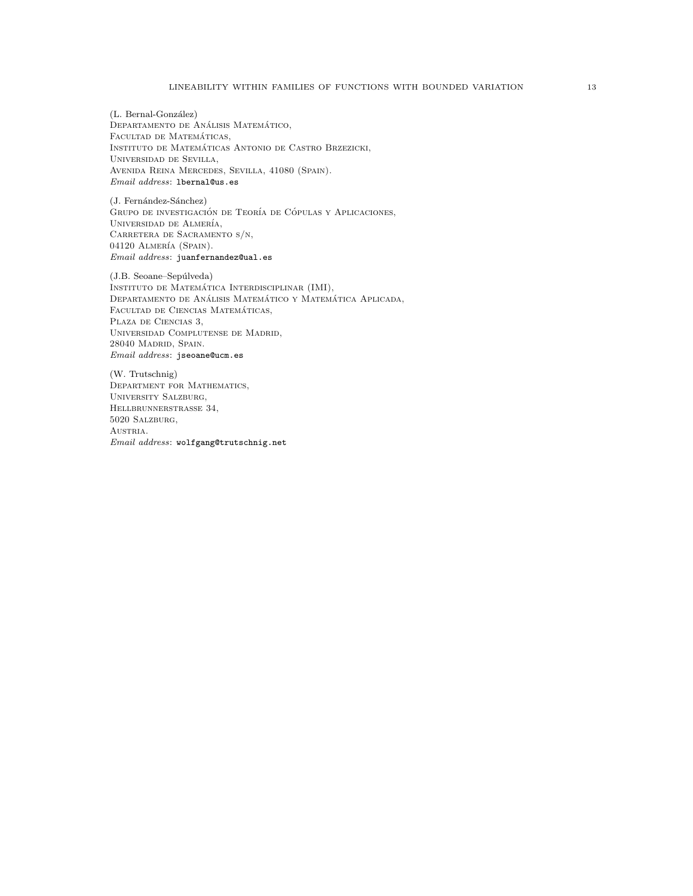(L. Bernal-González)
Departamento de Análisis Matemático,
Facultad de Matemáticas,
Instituto de Matemáticas Antonio de Castro Brzezicki,
Universidad de Sevilla,
Avenida Reina Mercedes, Sevilla, 41080 (Spain).
*Email address*: `lbernal@us.es`

(J. Fernández-Sánchez)
Grupo de investigación de Teoría de Cópulas y Aplicaciones,
Universidad de Almería,
Carretera de Sacramento s/n,
04120 Almería (Spain).
*Email address*: `juanfernandez@ual.es`

(J.B. Seoane–Sepúlveda)
Instituto de Matemática Interdisciplinar (IMI),
Departamento de Análisis Matemático y Matemática Aplicada,
Facultad de Ciencias Matemáticas,
Plaza de Ciencias 3,
Universidad Complutense de Madrid,
28040 Madrid, Spain.
*Email address*: `jseoane@ucm.es`

(W. Trutschnig)
Department for Mathematics,
University Salzburg,
Hellbrunnerstrasse 34,
5020 Salzburg,
Austria.
*Email address*: `wolfgang@trutschnig.net`